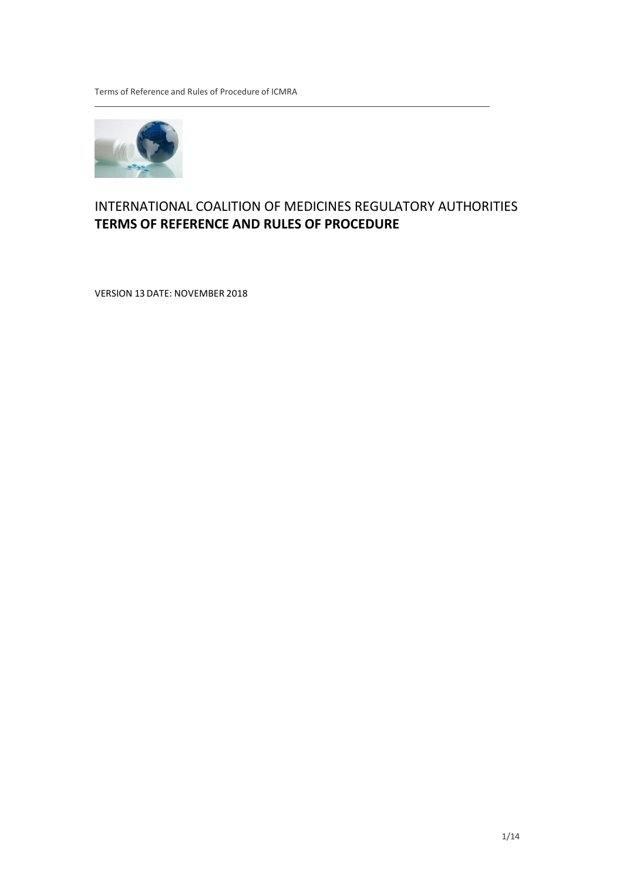# INTERNATIONAL COALITION OF MEDICINES REGULATORY AUTHORITIES
# **TERMS OF REFERENCE AND RULES OF PROCEDURE**

VERSION 13 DATE: NOVEMBER 2018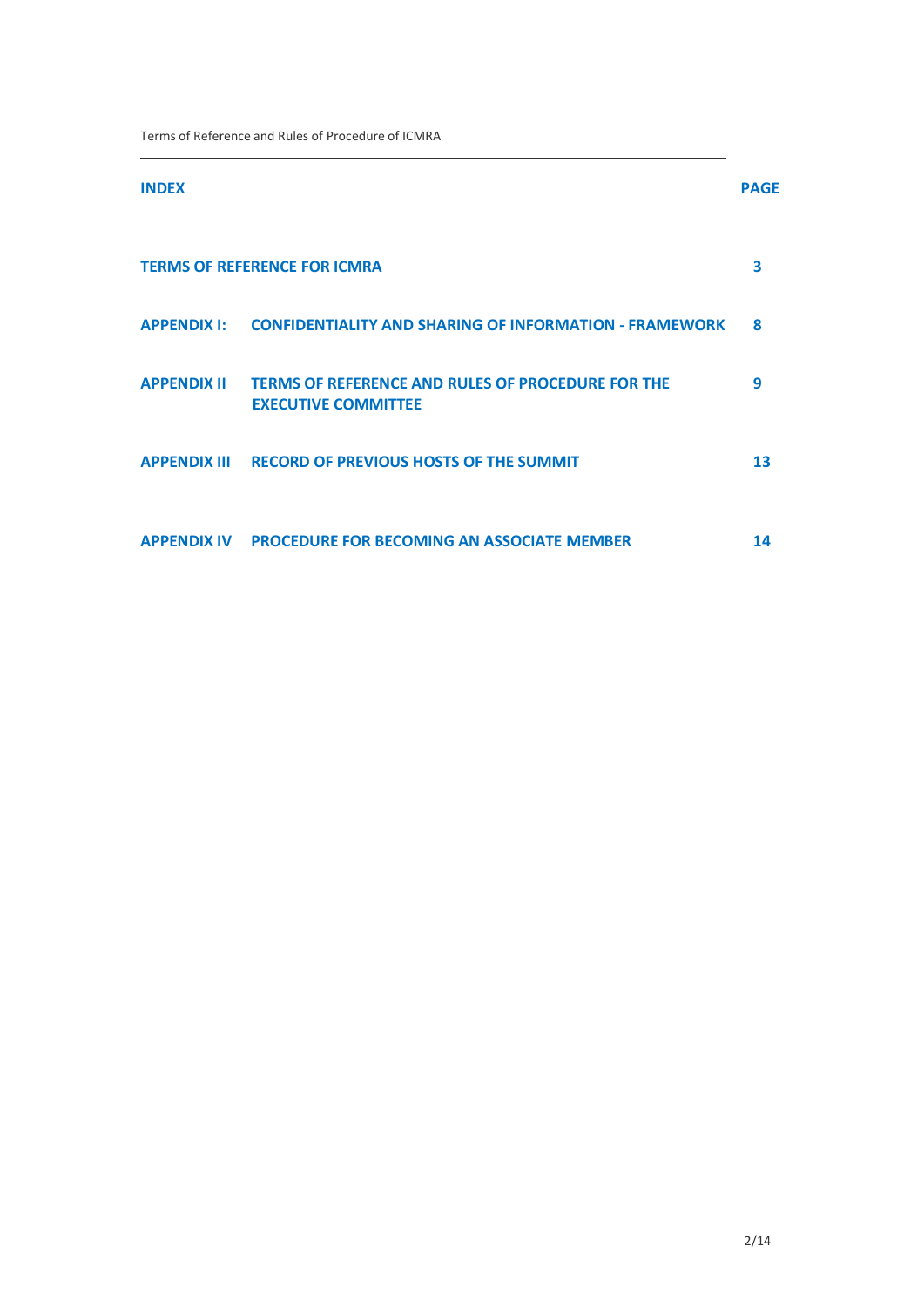| INDEX | | PAGE |
|---|---|---|
| TERMS OF REFERENCE FOR ICMRA | | 3 |
| APPENDIX I: | CONFIDENTIALITY AND SHARING OF INFORMATION - FRAMEWORK | 8 |
| APPENDIX II | TERMS OF REFERENCE AND RULES OF PROCEDURE FOR THE EXECUTIVE COMMITTEE | 9 |
| APPENDIX III | RECORD OF PREVIOUS HOSTS OF THE SUMMIT | 13 |
| APPENDIX IV | PROCEDURE FOR BECOMING AN ASSOCIATE MEMBER | 14 |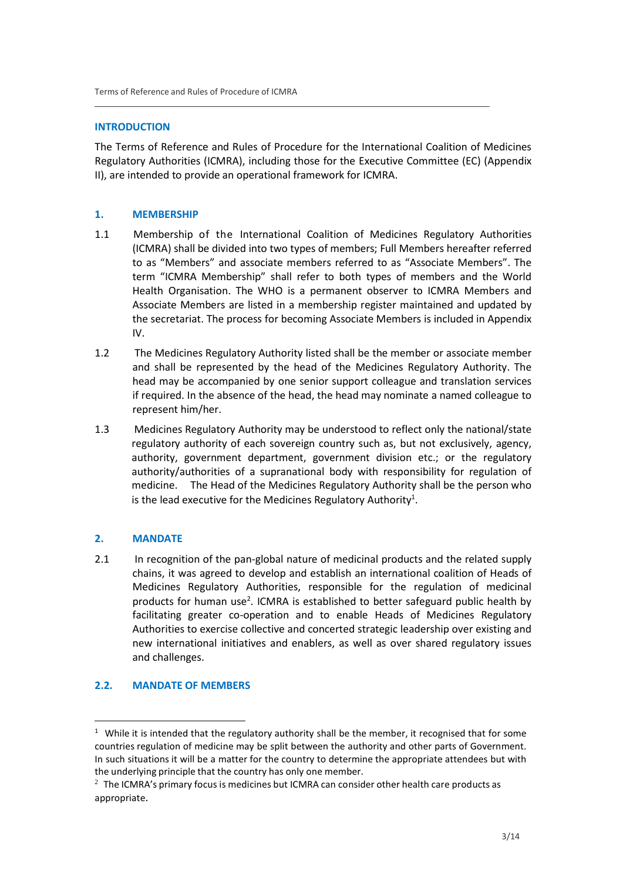## INTRODUCTION

The Terms of Reference and Rules of Procedure for the International Coalition of Medicines Regulatory Authorities (ICMRA), including those for the Executive Committee (EC) (Appendix II), are intended to provide an operational framework for ICMRA.

## 1. MEMBERSHIP

1.1 Membership of the International Coalition of Medicines Regulatory Authorities (ICMRA) shall be divided into two types of members; Full Members hereafter referred to as "Members" and associate members referred to as "Associate Members". The term "ICMRA Membership" shall refer to both types of members and the World Health Organisation. The WHO is a permanent observer to ICMRA Members and Associate Members are listed in a membership register maintained and updated by the secretariat. The process for becoming Associate Members is included in Appendix IV.

1.2 The Medicines Regulatory Authority listed shall be the member or associate member and shall be represented by the head of the Medicines Regulatory Authority. The head may be accompanied by one senior support colleague and translation services if required. In the absence of the head, the head may nominate a named colleague to represent him/her.

1.3 Medicines Regulatory Authority may be understood to reflect only the national/state regulatory authority of each sovereign country such as, but not exclusively, agency, authority, government department, government division etc.; or the regulatory authority/authorities of a supranational body with responsibility for regulation of medicine. The Head of the Medicines Regulatory Authority shall be the person who is the lead executive for the Medicines Regulatory Authority[1].

## 2. MANDATE

2.1 In recognition of the pan-global nature of medicinal products and the related supply chains, it was agreed to develop and establish an international coalition of Heads of Medicines Regulatory Authorities, responsible for the regulation of medicinal products for human use[2]. ICMRA is established to better safeguard public health by facilitating greater co-operation and to enable Heads of Medicines Regulatory Authorities to exercise collective and concerted strategic leadership over existing and new international initiatives and enablers, as well as over shared regulatory issues and challenges.

### 2.2. MANDATE OF MEMBERS

---

[1] While it is intended that the regulatory authority shall be the member, it recognised that for some countries regulation of medicine may be split between the authority and other parts of Government. In such situations it will be a matter for the country to determine the appropriate attendees but with the underlying principle that the country has only one member.

[2] The ICMRA's primary focus is medicines but ICMRA can consider other health care products as appropriate.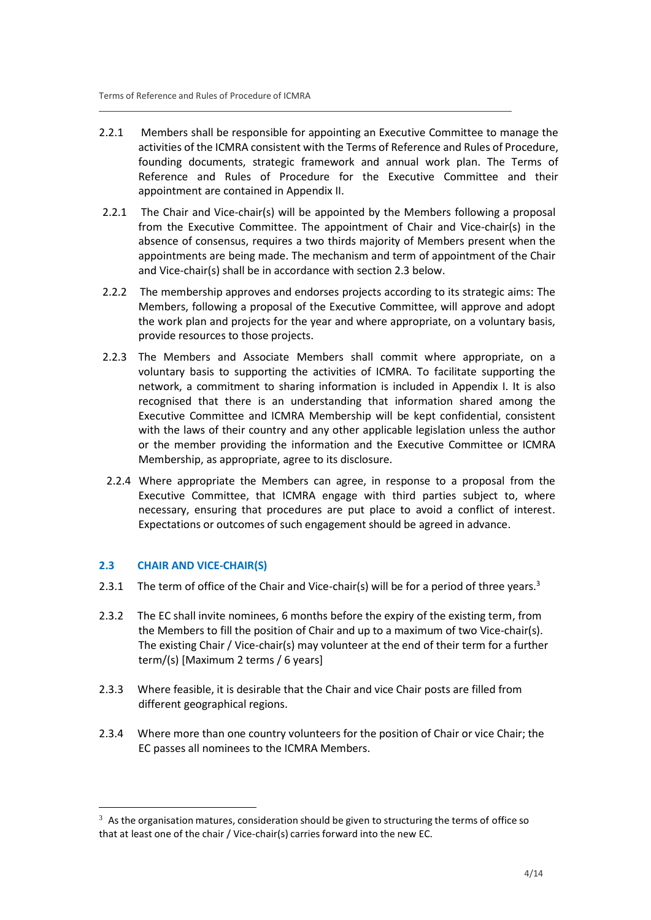2.2.1 Members shall be responsible for appointing an Executive Committee to manage the activities of the ICMRA consistent with the Terms of Reference and Rules of Procedure, founding documents, strategic framework and annual work plan. The Terms of Reference and Rules of Procedure for the Executive Committee and their appointment are contained in Appendix II.

2.2.1 The Chair and Vice-chair(s) will be appointed by the Members following a proposal from the Executive Committee. The appointment of Chair and Vice-chair(s) in the absence of consensus, requires a two thirds majority of Members present when the appointments are being made. The mechanism and term of appointment of the Chair and Vice-chair(s) shall be in accordance with section 2.3 below.

2.2.2 The membership approves and endorses projects according to its strategic aims: The Members, following a proposal of the Executive Committee, will approve and adopt the work plan and projects for the year and where appropriate, on a voluntary basis, provide resources to those projects.

2.2.3 The Members and Associate Members shall commit where appropriate, on a voluntary basis to supporting the activities of ICMRA. To facilitate supporting the network, a commitment to sharing information is included in Appendix I. It is also recognised that there is an understanding that information shared among the Executive Committee and ICMRA Membership will be kept confidential, consistent with the laws of their country and any other applicable legislation unless the author or the member providing the information and the Executive Committee or ICMRA Membership, as appropriate, agree to its disclosure.

2.2.4 Where appropriate the Members can agree, in response to a proposal from the Executive Committee, that ICMRA engage with third parties subject to, where necessary, ensuring that procedures are put place to avoid a conflict of interest. Expectations or outcomes of such engagement should be agreed in advance.

### 2.3 CHAIR AND VICE-CHAIR(S)

2.3.1 The term of office of the Chair and Vice-chair(s) will be for a period of three years.[3]

2.3.2 The EC shall invite nominees, 6 months before the expiry of the existing term, from the Members to fill the position of Chair and up to a maximum of two Vice-chair(s). The existing Chair / Vice-chair(s) may volunteer at the end of their term for a further term/(s) [Maximum 2 terms / 6 years]

2.3.3 Where feasible, it is desirable that the Chair and vice Chair posts are filled from different geographical regions.

2.3.4 Where more than one country volunteers for the position of Chair or vice Chair; the EC passes all nominees to the ICMRA Members.

---

[3] As the organisation matures, consideration should be given to structuring the terms of office so that at least one of the chair / Vice-chair(s) carries forward into the new EC.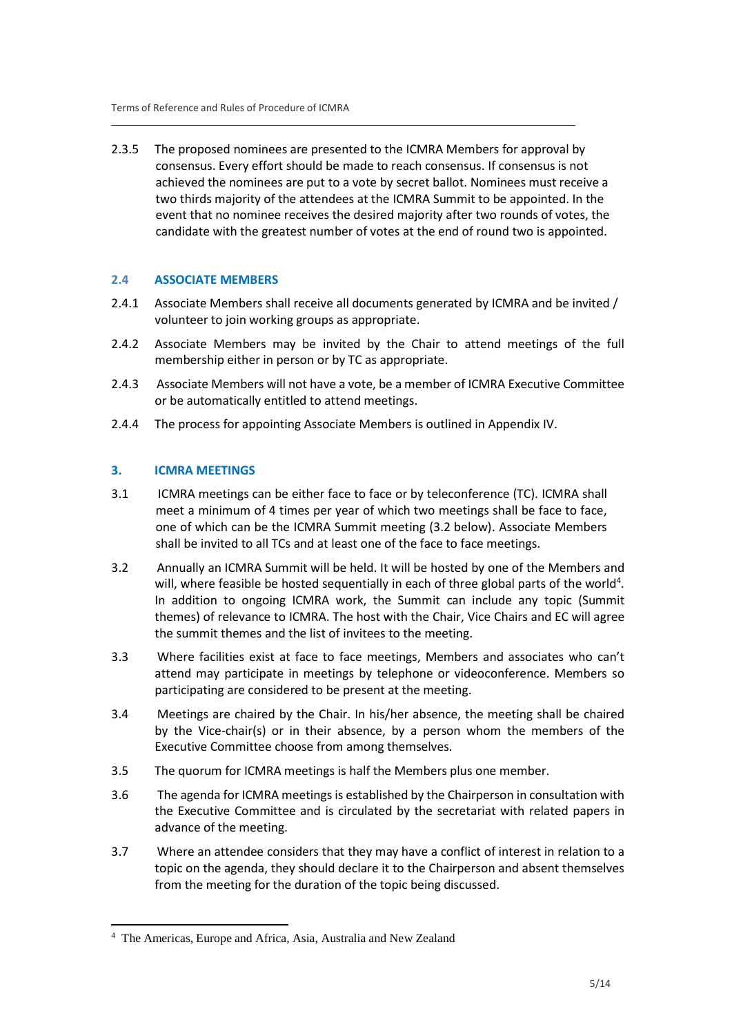2.3.5 The proposed nominees are presented to the ICMRA Members for approval by consensus. Every effort should be made to reach consensus. If consensus is not achieved the nominees are put to a vote by secret ballot. Nominees must receive a two thirds majority of the attendees at the ICMRA Summit to be appointed. In the event that no nominee receives the desired majority after two rounds of votes, the candidate with the greatest number of votes at the end of round two is appointed.

### 2.4 ASSOCIATE MEMBERS

2.4.1 Associate Members shall receive all documents generated by ICMRA and be invited / volunteer to join working groups as appropriate.

2.4.2 Associate Members may be invited by the Chair to attend meetings of the full membership either in person or by TC as appropriate.

2.4.3 Associate Members will not have a vote, be a member of ICMRA Executive Committee or be automatically entitled to attend meetings.

2.4.4 The process for appointing Associate Members is outlined in Appendix IV.

## 3. ICMRA MEETINGS

3.1 ICMRA meetings can be either face to face or by teleconference (TC). ICMRA shall meet a minimum of 4 times per year of which two meetings shall be face to face, one of which can be the ICMRA Summit meeting (3.2 below). Associate Members shall be invited to all TCs and at least one of the face to face meetings.

3.2 Annually an ICMRA Summit will be held. It will be hosted by one of the Members and will, where feasible be hosted sequentially in each of three global parts of the world[4]. In addition to ongoing ICMRA work, the Summit can include any topic (Summit themes) of relevance to ICMRA. The host with the Chair, Vice Chairs and EC will agree the summit themes and the list of invitees to the meeting.

3.3 Where facilities exist at face to face meetings, Members and associates who can't attend may participate in meetings by telephone or videoconference. Members so participating are considered to be present at the meeting.

3.4 Meetings are chaired by the Chair. In his/her absence, the meeting shall be chaired by the Vice-chair(s) or in their absence, by a person whom the members of the Executive Committee choose from among themselves.

3.5 The quorum for ICMRA meetings is half the Members plus one member.

3.6 The agenda for ICMRA meetings is established by the Chairperson in consultation with the Executive Committee and is circulated by the secretariat with related papers in advance of the meeting.

3.7 Where an attendee considers that they may have a conflict of interest in relation to a topic on the agenda, they should declare it to the Chairperson and absent themselves from the meeting for the duration of the topic being discussed.

---

[4] The Americas, Europe and Africa, Asia, Australia and New Zealand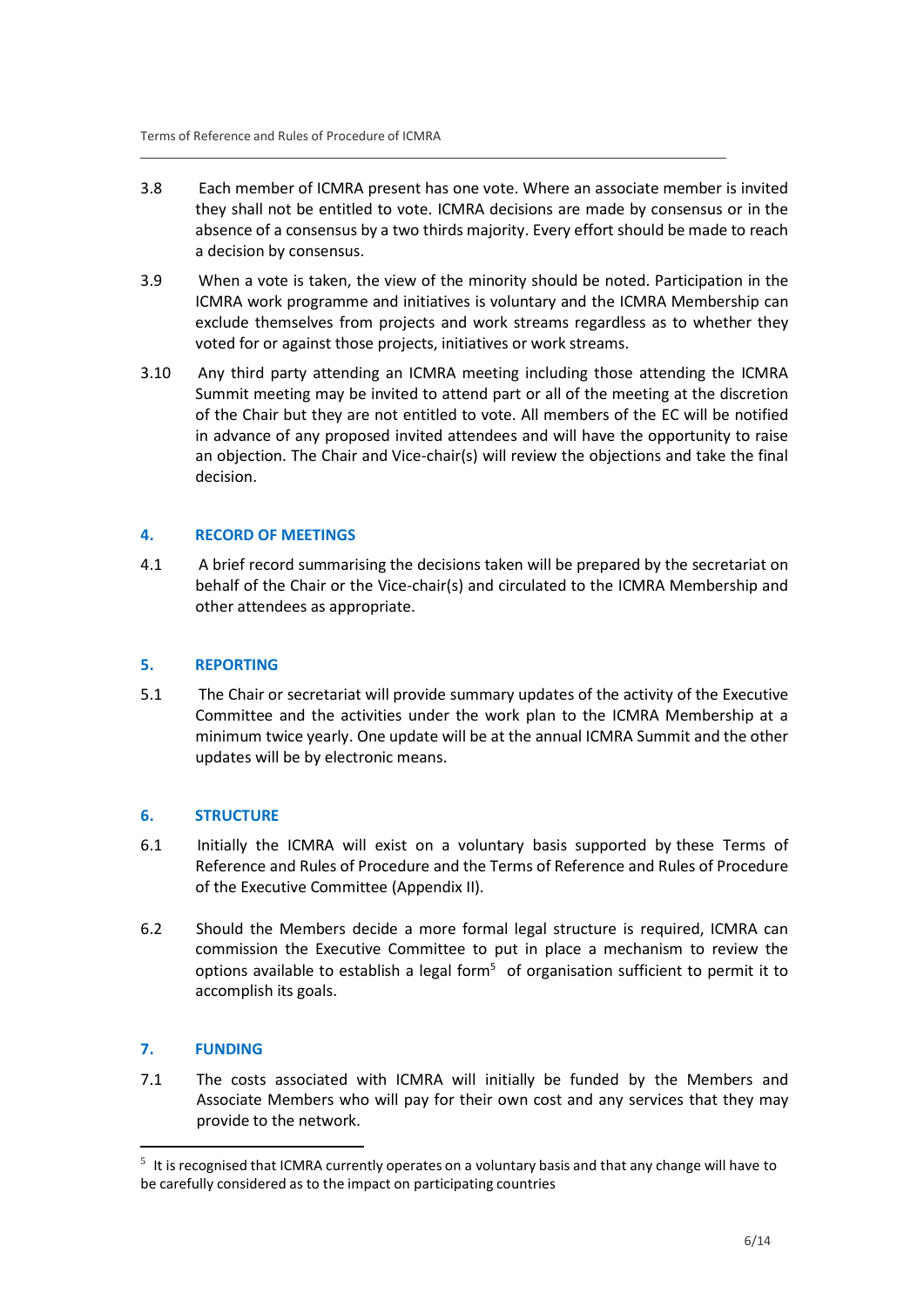3.8 Each member of ICMRA present has one vote. Where an associate member is invited they shall not be entitled to vote. ICMRA decisions are made by consensus or in the absence of a consensus by a two thirds majority. Every effort should be made to reach a decision by consensus.

3.9 When a vote is taken, the view of the minority should be noted. Participation in the ICMRA work programme and initiatives is voluntary and the ICMRA Membership can exclude themselves from projects and work streams regardless as to whether they voted for or against those projects, initiatives or work streams.

3.10 Any third party attending an ICMRA meeting including those attending the ICMRA Summit meeting may be invited to attend part or all of the meeting at the discretion of the Chair but they are not entitled to vote. All members of the EC will be notified in advance of any proposed invited attendees and will have the opportunity to raise an objection. The Chair and Vice-chair(s) will review the objections and take the final decision.

## 4. RECORD OF MEETINGS

4.1 A brief record summarising the decisions taken will be prepared by the secretariat on behalf of the Chair or the Vice-chair(s) and circulated to the ICMRA Membership and other attendees as appropriate.

## 5. REPORTING

5.1 The Chair or secretariat will provide summary updates of the activity of the Executive Committee and the activities under the work plan to the ICMRA Membership at a minimum twice yearly. One update will be at the annual ICMRA Summit and the other updates will be by electronic means.

## 6. STRUCTURE

6.1 Initially the ICMRA will exist on a voluntary basis supported by these Terms of Reference and Rules of Procedure and the Terms of Reference and Rules of Procedure of the Executive Committee (Appendix II).

6.2 Should the Members decide a more formal legal structure is required, ICMRA can commission the Executive Committee to put in place a mechanism to review the options available to establish a legal form[5] of organisation sufficient to permit it to accomplish its goals.

## 7. FUNDING

7.1 The costs associated with ICMRA will initially be funded by the Members and Associate Members who will pay for their own cost and any services that they may provide to the network.

---

[5] It is recognised that ICMRA currently operates on a voluntary basis and that any change will have to be carefully considered as to the impact on participating countries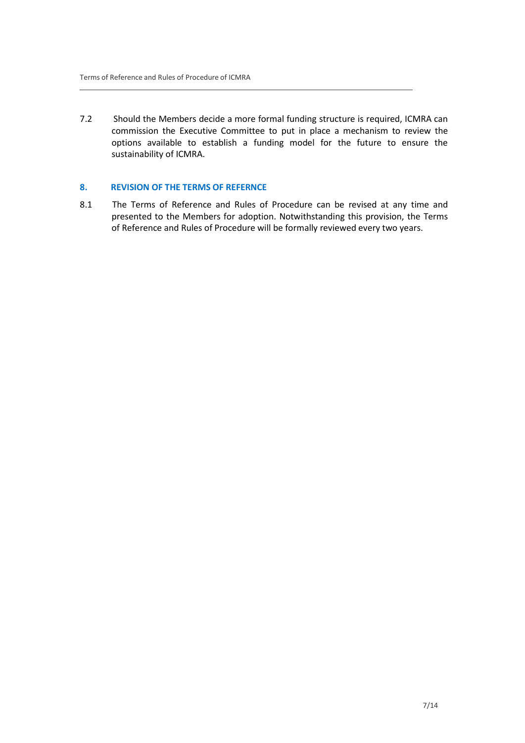7.2 Should the Members decide a more formal funding structure is required, ICMRA can commission the Executive Committee to put in place a mechanism to review the options available to establish a funding model for the future to ensure the sustainability of ICMRA.

## 8. REVISION OF THE TERMS OF REFERNCE

8.1 The Terms of Reference and Rules of Procedure can be revised at any time and presented to the Members for adoption. Notwithstanding this provision, the Terms of Reference and Rules of Procedure will be formally reviewed every two years.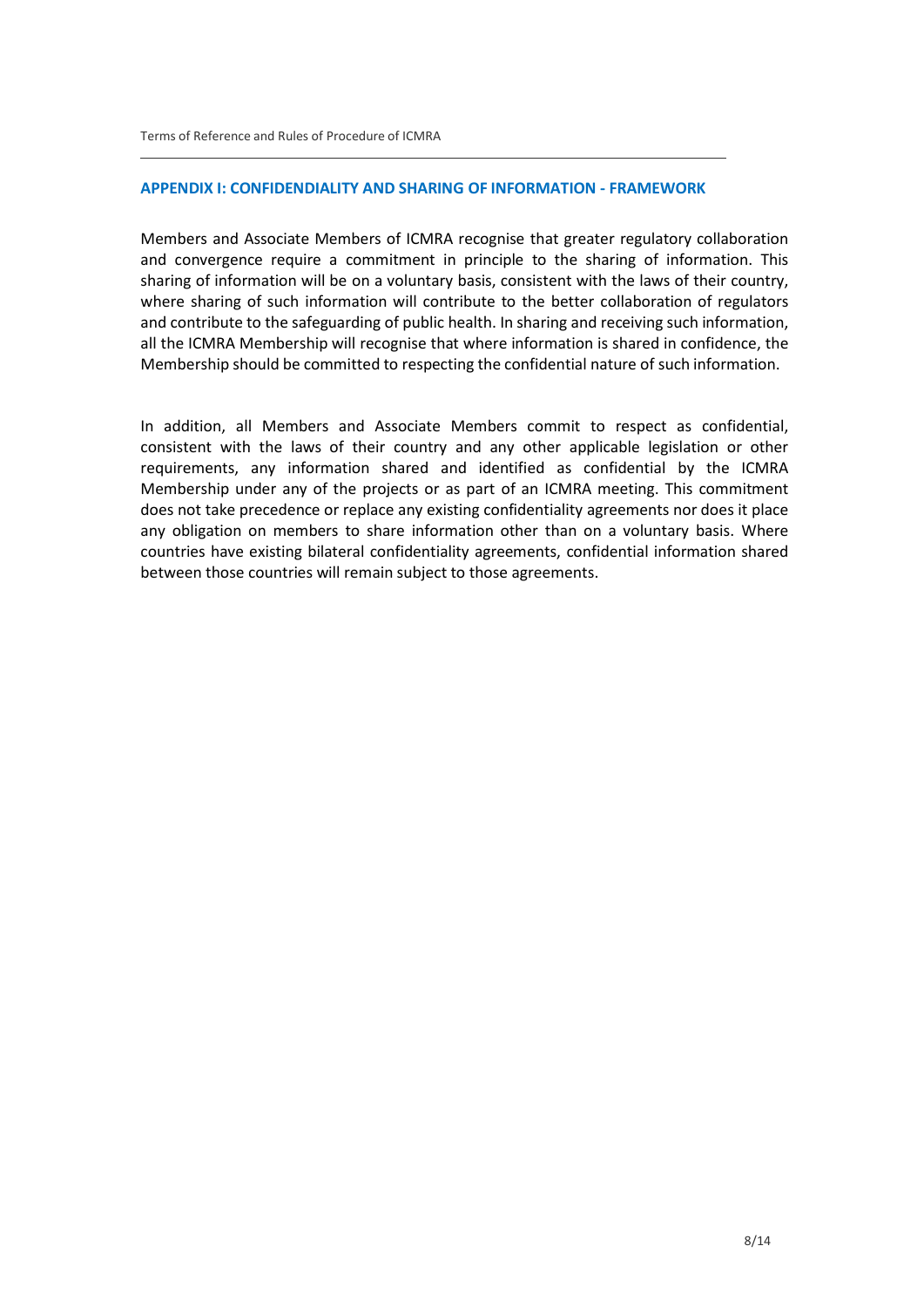## APPENDIX I: CONFIDENDIALITY AND SHARING OF INFORMATION - FRAMEWORK

Members and Associate Members of ICMRA recognise that greater regulatory collaboration and convergence require a commitment in principle to the sharing of information. This sharing of information will be on a voluntary basis, consistent with the laws of their country, where sharing of such information will contribute to the better collaboration of regulators and contribute to the safeguarding of public health. In sharing and receiving such information, all the ICMRA Membership will recognise that where information is shared in confidence, the Membership should be committed to respecting the confidential nature of such information.

In addition, all Members and Associate Members commit to respect as confidential, consistent with the laws of their country and any other applicable legislation or other requirements, any information shared and identified as confidential by the ICMRA Membership under any of the projects or as part of an ICMRA meeting. This commitment does not take precedence or replace any existing confidentiality agreements nor does it place any obligation on members to share information other than on a voluntary basis. Where countries have existing bilateral confidentiality agreements, confidential information shared between those countries will remain subject to those agreements.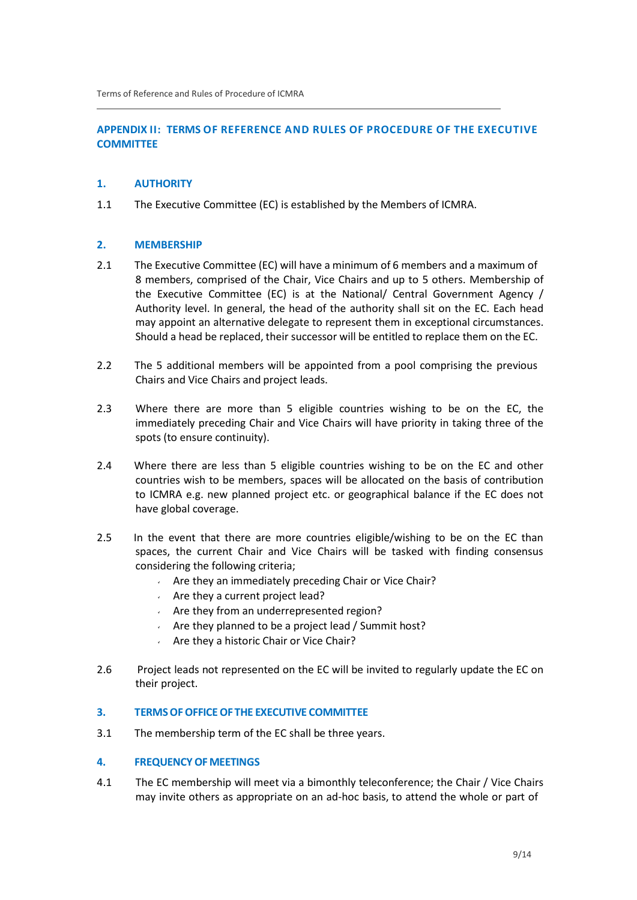## APPENDIX II: TERMS OF REFERENCE AND RULES OF PROCEDURE OF THE EXECUTIVE COMMITTEE

### 1. AUTHORITY

1.1 The Executive Committee (EC) is established by the Members of ICMRA.

### 2. MEMBERSHIP

2.1 The Executive Committee (EC) will have a minimum of 6 members and a maximum of 8 members, comprised of the Chair, Vice Chairs and up to 5 others. Membership of the Executive Committee (EC) is at the National/ Central Government Agency / Authority level. In general, the head of the authority shall sit on the EC. Each head may appoint an alternative delegate to represent them in exceptional circumstances. Should a head be replaced, their successor will be entitled to replace them on the EC.

2.2 The 5 additional members will be appointed from a pool comprising the previous Chairs and Vice Chairs and project leads.

2.3 Where there are more than 5 eligible countries wishing to be on the EC, the immediately preceding Chair and Vice Chairs will have priority in taking three of the spots (to ensure continuity).

2.4 Where there are less than 5 eligible countries wishing to be on the EC and other countries wish to be members, spaces will be allocated on the basis of contribution to ICMRA e.g. new planned project etc. or geographical balance if the EC does not have global coverage.

2.5 In the event that there are more countries eligible/wishing to be on the EC than spaces, the current Chair and Vice Chairs will be tasked with finding consensus considering the following criteria;

- Are they an immediately preceding Chair or Vice Chair?
- Are they a current project lead?
- Are they from an underrepresented region?
- Are they planned to be a project lead / Summit host?
- Are they a historic Chair or Vice Chair?

2.6 Project leads not represented on the EC will be invited to regularly update the EC on their project.

### 3. TERMS OF OFFICE OF THE EXECUTIVE COMMITTEE

3.1 The membership term of the EC shall be three years.

### 4. FREQUENCY OF MEETINGS

4.1 The EC membership will meet via a bimonthly teleconference; the Chair / Vice Chairs may invite others as appropriate on an ad-hoc basis, to attend the whole or part of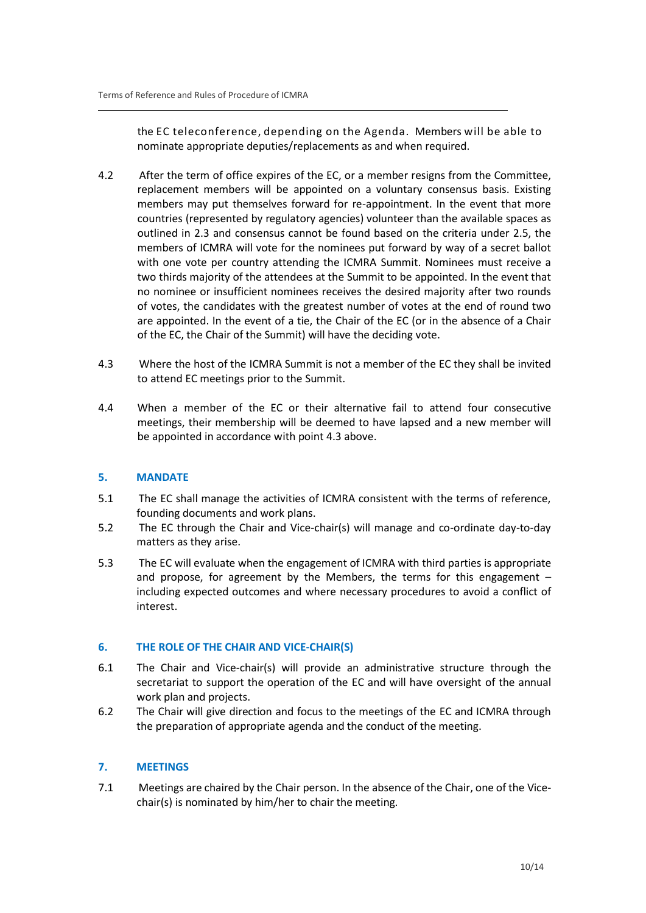the EC teleconference, depending on the Agenda. Members will be able to nominate appropriate deputies/replacements as and when required.

4.2 After the term of office expires of the EC, or a member resigns from the Committee, replacement members will be appointed on a voluntary consensus basis. Existing members may put themselves forward for re-appointment. In the event that more countries (represented by regulatory agencies) volunteer than the available spaces as outlined in 2.3 and consensus cannot be found based on the criteria under 2.5, the members of ICMRA will vote for the nominees put forward by way of a secret ballot with one vote per country attending the ICMRA Summit. Nominees must receive a two thirds majority of the attendees at the Summit to be appointed. In the event that no nominee or insufficient nominees receives the desired majority after two rounds of votes, the candidates with the greatest number of votes at the end of round two are appointed. In the event of a tie, the Chair of the EC (or in the absence of a Chair of the EC, the Chair of the Summit) will have the deciding vote.

4.3 Where the host of the ICMRA Summit is not a member of the EC they shall be invited to attend EC meetings prior to the Summit.

4.4 When a member of the EC or their alternative fail to attend four consecutive meetings, their membership will be deemed to have lapsed and a new member will be appointed in accordance with point 4.3 above.

## 5. MANDATE

5.1 The EC shall manage the activities of ICMRA consistent with the terms of reference, founding documents and work plans.

5.2 The EC through the Chair and Vice-chair(s) will manage and co-ordinate day-to-day matters as they arise.

5.3 The EC will evaluate when the engagement of ICMRA with third parties is appropriate and propose, for agreement by the Members, the terms for this engagement – including expected outcomes and where necessary procedures to avoid a conflict of interest.

## 6. THE ROLE OF THE CHAIR AND VICE-CHAIR(S)

6.1 The Chair and Vice-chair(s) will provide an administrative structure through the secretariat to support the operation of the EC and will have oversight of the annual work plan and projects.

6.2 The Chair will give direction and focus to the meetings of the EC and ICMRA through the preparation of appropriate agenda and the conduct of the meeting.

## 7. MEETINGS

7.1 Meetings are chaired by the Chair person. In the absence of the Chair, one of the Vice-chair(s) is nominated by him/her to chair the meeting.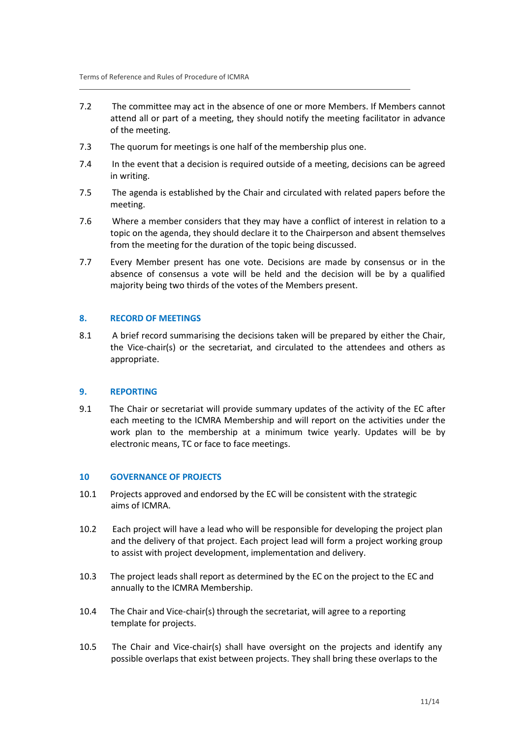7.2 The committee may act in the absence of one or more Members. If Members cannot attend all or part of a meeting, they should notify the meeting facilitator in advance of the meeting.

7.3 The quorum for meetings is one half of the membership plus one.

7.4 In the event that a decision is required outside of a meeting, decisions can be agreed in writing.

7.5 The agenda is established by the Chair and circulated with related papers before the meeting.

7.6 Where a member considers that they may have a conflict of interest in relation to a topic on the agenda, they should declare it to the Chairperson and absent themselves from the meeting for the duration of the topic being discussed.

7.7 Every Member present has one vote. Decisions are made by consensus or in the absence of consensus a vote will be held and the decision will be by a qualified majority being two thirds of the votes of the Members present.

## 8. RECORD OF MEETINGS

8.1 A brief record summarising the decisions taken will be prepared by either the Chair, the Vice-chair(s) or the secretariat, and circulated to the attendees and others as appropriate.

## 9. REPORTING

9.1 The Chair or secretariat will provide summary updates of the activity of the EC after each meeting to the ICMRA Membership and will report on the activities under the work plan to the membership at a minimum twice yearly. Updates will be by electronic means, TC or face to face meetings.

## 10 GOVERNANCE OF PROJECTS

10.1 Projects approved and endorsed by the EC will be consistent with the strategic aims of ICMRA.

10.2 Each project will have a lead who will be responsible for developing the project plan and the delivery of that project. Each project lead will form a project working group to assist with project development, implementation and delivery.

10.3 The project leads shall report as determined by the EC on the project to the EC and annually to the ICMRA Membership.

10.4 The Chair and Vice-chair(s) through the secretariat, will agree to a reporting template for projects.

10.5 The Chair and Vice-chair(s) shall have oversight on the projects and identify any possible overlaps that exist between projects. They shall bring these overlaps to the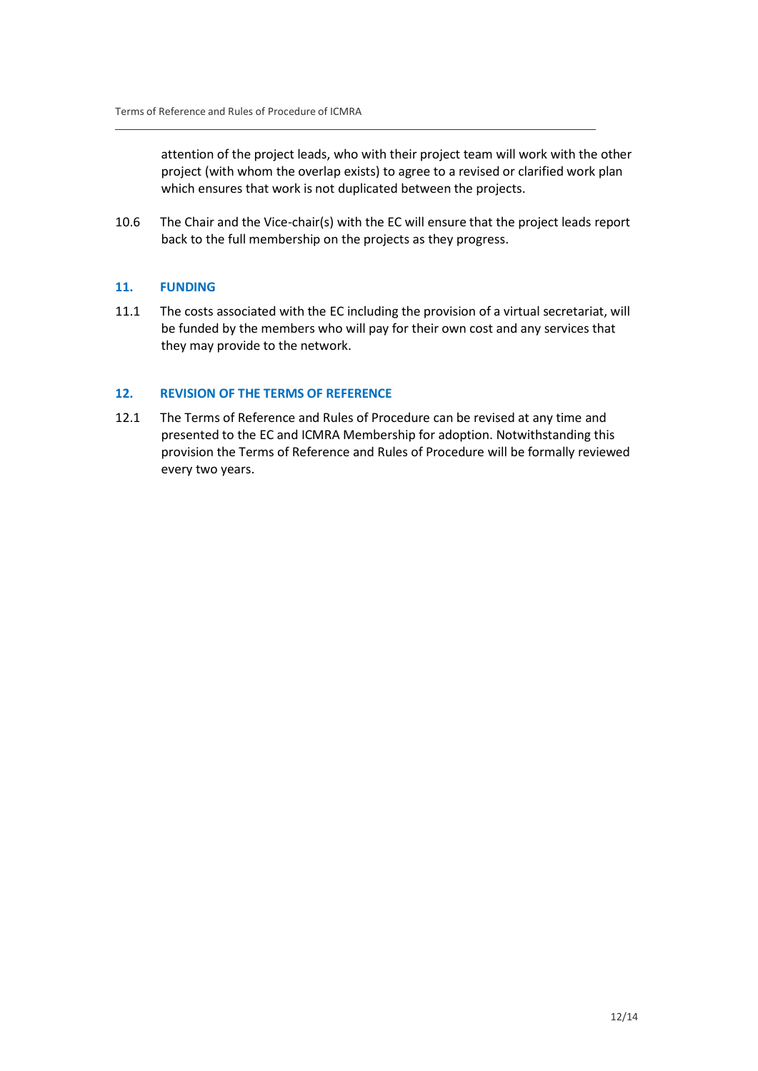attention of the project leads, who with their project team will work with the other project (with whom the overlap exists) to agree to a revised or clarified work plan which ensures that work is not duplicated between the projects.

10.6 The Chair and the Vice-chair(s) with the EC will ensure that the project leads report back to the full membership on the projects as they progress.

## 11. FUNDING

11.1 The costs associated with the EC including the provision of a virtual secretariat, will be funded by the members who will pay for their own cost and any services that they may provide to the network.

## 12. REVISION OF THE TERMS OF REFERENCE

12.1 The Terms of Reference and Rules of Procedure can be revised at any time and presented to the EC and ICMRA Membership for adoption. Notwithstanding this provision the Terms of Reference and Rules of Procedure will be formally reviewed every two years.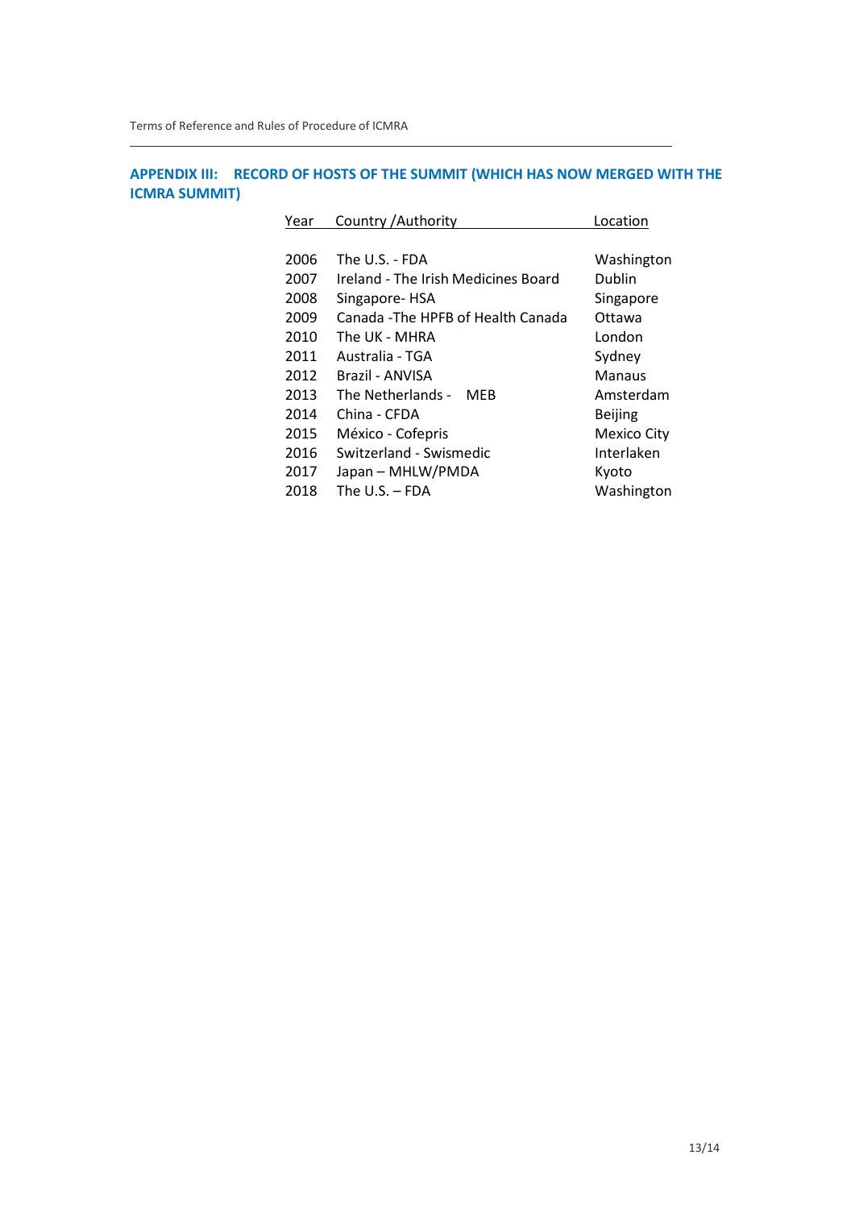## APPENDIX III: RECORD OF HOSTS OF THE SUMMIT (WHICH HAS NOW MERGED WITH THE ICMRA SUMMIT)

| Year | Country /Authority | Location |
|---|---|---|
| 2006 | The U.S. - FDA | Washington |
| 2007 | Ireland - The Irish Medicines Board | Dublin |
| 2008 | Singapore- HSA | Singapore |
| 2009 | Canada -The HPFB of Health Canada | Ottawa |
| 2010 | The UK - MHRA | London |
| 2011 | Australia - TGA | Sydney |
| 2012 | Brazil - ANVISA | Manaus |
| 2013 | The Netherlands - MEB | Amsterdam |
| 2014 | China - CFDA | Beijing |
| 2015 | México - Cofepris | Mexico City |
| 2016 | Switzerland - Swismedic | Interlaken |
| 2017 | Japan – MHLW/PMDA | Kyoto |
| 2018 | The U.S. – FDA | Washington |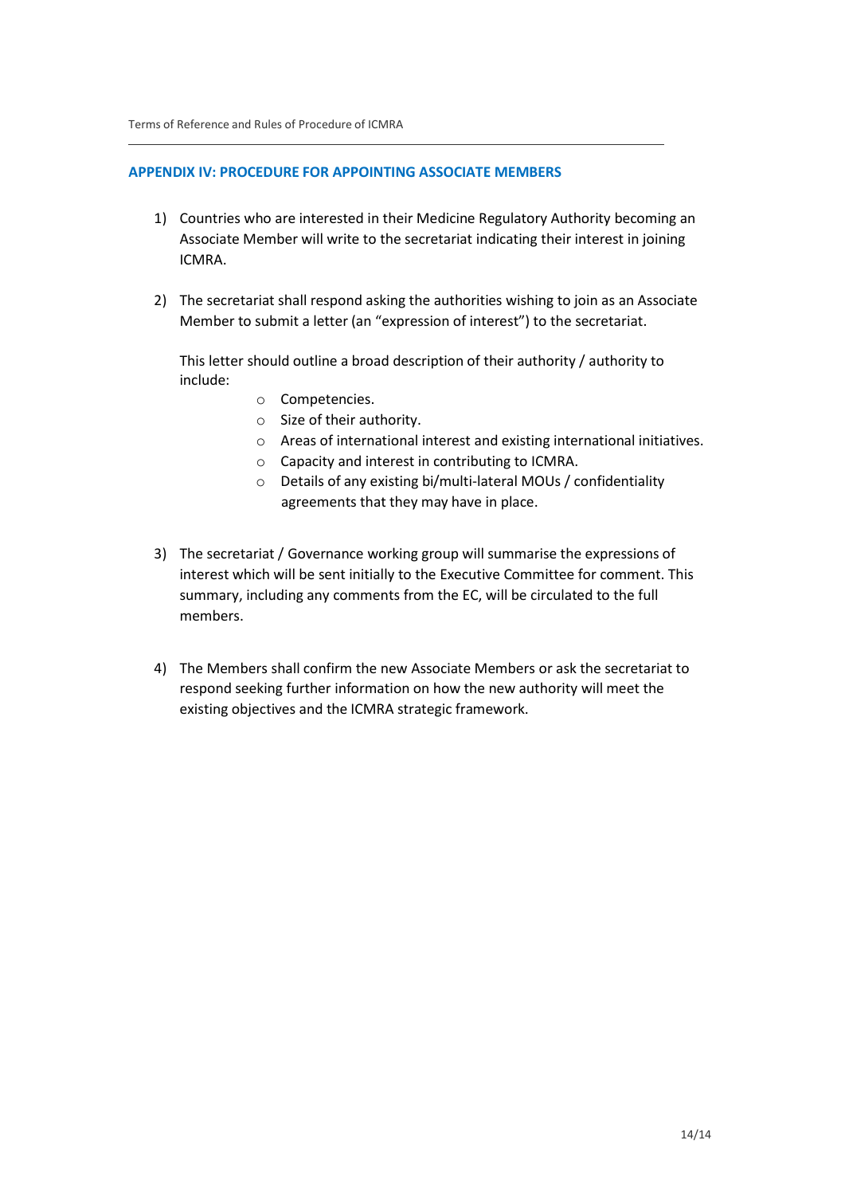## APPENDIX IV: PROCEDURE FOR APPOINTING ASSOCIATE MEMBERS

1) Countries who are interested in their Medicine Regulatory Authority becoming an Associate Member will write to the secretariat indicating their interest in joining ICMRA.

2) The secretariat shall respond asking the authorities wishing to join as an Associate Member to submit a letter (an "expression of interest") to the secretariat.

   This letter should outline a broad description of their authority / authority to include:

   - Competencies.
   - Size of their authority.
   - Areas of international interest and existing international initiatives.
   - Capacity and interest in contributing to ICMRA.
   - Details of any existing bi/multi-lateral MOUs / confidentiality agreements that they may have in place.

3) The secretariat / Governance working group will summarise the expressions of interest which will be sent initially to the Executive Committee for comment. This summary, including any comments from the EC, will be circulated to the full members.

4) The Members shall confirm the new Associate Members or ask the secretariat to respond seeking further information on how the new authority will meet the existing objectives and the ICMRA strategic framework.